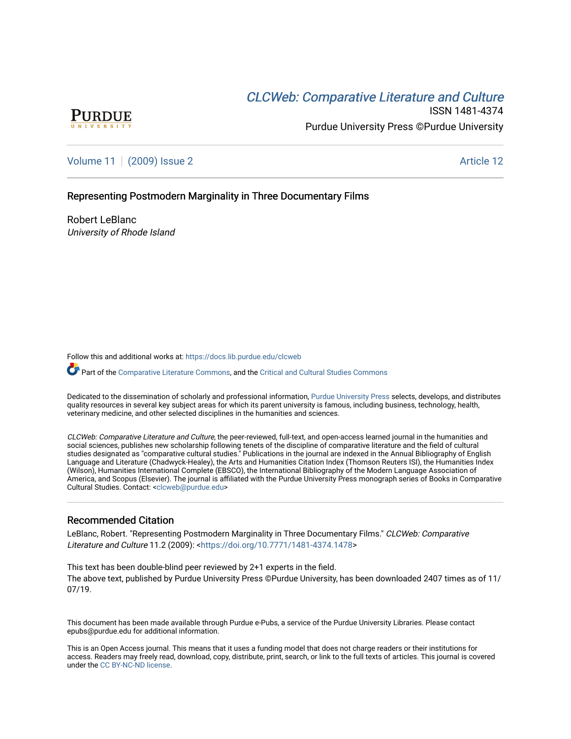# CLCWeb: Comparative Literature and Culture

ISSN 1481-4374

Purdue University Press ©Purdue University

Volume 11 | (2009) Issue 2 Article 12

## Representing Postmodern Marginality in Three Documentary Films

Robert LeBlanc
*University of Rhode Island*

Follow this and additional works at: https://docs.lib.purdue.edu/clcweb

Part of the Comparative Literature Commons, and the Critical and Cultural Studies Commons

Dedicated to the dissemination of scholarly and professional information, Purdue University Press selects, develops, and distributes quality resources in several key subject areas for which its parent university is famous, including business, technology, health, veterinary medicine, and other selected disciplines in the humanities and sciences.

*CLCWeb: Comparative Literature and Culture*, the peer-reviewed, full-text, and open-access learned journal in the humanities and social sciences, publishes new scholarship following tenets of the discipline of comparative literature and the field of cultural studies designated as "comparative cultural studies." Publications in the journal are indexed in the Annual Bibliography of English Language and Literature (Chadwyck-Healey), the Arts and Humanities Citation Index (Thomson Reuters ISI), the Humanities Index (Wilson), Humanities International Complete (EBSCO), the International Bibliography of the Modern Language Association of America, and Scopus (Elsevier). The journal is affiliated with the Purdue University Press monograph series of Books in Comparative Cultural Studies. Contact: <clcweb@purdue.edu>

### Recommended Citation

LeBlanc, Robert. "Representing Postmodern Marginality in Three Documentary Films." *CLCWeb: Comparative Literature and Culture* 11.2 (2009): <https://doi.org/10.7771/1481-4374.1478>

This text has been double-blind peer reviewed by 2+1 experts in the field.
The above text, published by Purdue University Press ©Purdue University, has been downloaded 2407 times as of 11/07/19.

This document has been made available through Purdue e-Pubs, a service of the Purdue University Libraries. Please contact epubs@purdue.edu for additional information.

This is an Open Access journal. This means that it uses a funding model that does not charge readers or their institutions for access. Readers may freely read, download, copy, distribute, print, search, or link to the full texts of articles. This journal is covered under the CC BY-NC-ND license.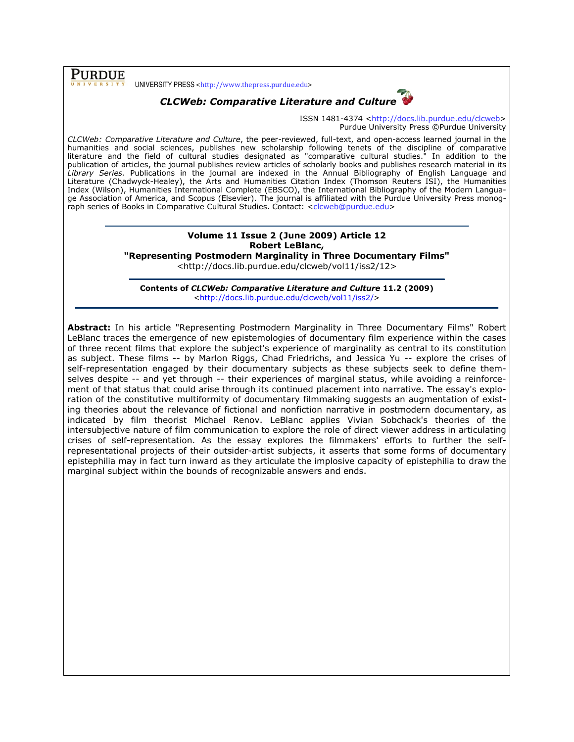**PURDUE** UNIVERSITY PRESS <http://www.thepress.purdue.edu>

***CLCWeb: Comparative Literature and Culture***

ISSN 1481-4374 <http://docs.lib.purdue.edu/clcweb>
Purdue University Press ©Purdue University

*CLCWeb: Comparative Literature and Culture*, the peer-reviewed, full-text, and open-access learned journal in the humanities and social sciences, publishes new scholarship following tenets of the discipline of comparative literature and the field of cultural studies designated as "comparative cultural studies." In addition to the publication of articles, the journal publishes review articles of scholarly books and publishes research material in its *Library Series.* Publications in the journal are indexed in the Annual Bibliography of English Language and Literature (Chadwyck-Healey), the Arts and Humanities Citation Index (Thomson Reuters ISI), the Humanities Index (Wilson), Humanities International Complete (EBSCO), the International Bibliography of the Modern Language Association of America, and Scopus (Elsevier). The journal is affiliated with the Purdue University Press monograph series of Books in Comparative Cultural Studies. Contact: <clcweb@purdue.edu>

**Volume 11 Issue 2 (June 2009) Article 12**
**Robert LeBlanc,**
**"Representing Postmodern Marginality in Three Documentary Films"**
<http://docs.lib.purdue.edu/clcweb/vol11/iss2/12>

**Contents of *CLCWeb: Comparative Literature and Culture* 11.2 (2009)**
<http://docs.lib.purdue.edu/clcweb/vol11/iss2/>

**Abstract:** In his article "Representing Postmodern Marginality in Three Documentary Films" Robert LeBlanc traces the emergence of new epistemologies of documentary film experience within the cases of three recent films that explore the subject's experience of marginality as central to its constitution as subject. These films -- by Marlon Riggs, Chad Friedrichs, and Jessica Yu -- explore the crises of self-representation engaged by their documentary subjects as these subjects seek to define themselves despite -- and yet through -- their experiences of marginal status, while avoiding a reinforcement of that status that could arise through its continued placement into narrative. The essay's exploration of the constitutive multiformity of documentary filmmaking suggests an augmentation of existing theories about the relevance of fictional and nonfiction narrative in postmodern documentary, as indicated by film theorist Michael Renov. LeBlanc applies Vivian Sobchack's theories of the intersubjective nature of film communication to explore the role of direct viewer address in articulating crises of self-representation. As the essay explores the filmmakers' efforts to further the self-representational projects of their outsider-artist subjects, it asserts that some forms of documentary epistephilia may in fact turn inward as they articulate the implosive capacity of epistephilia to draw the marginal subject within the bounds of recognizable answers and ends.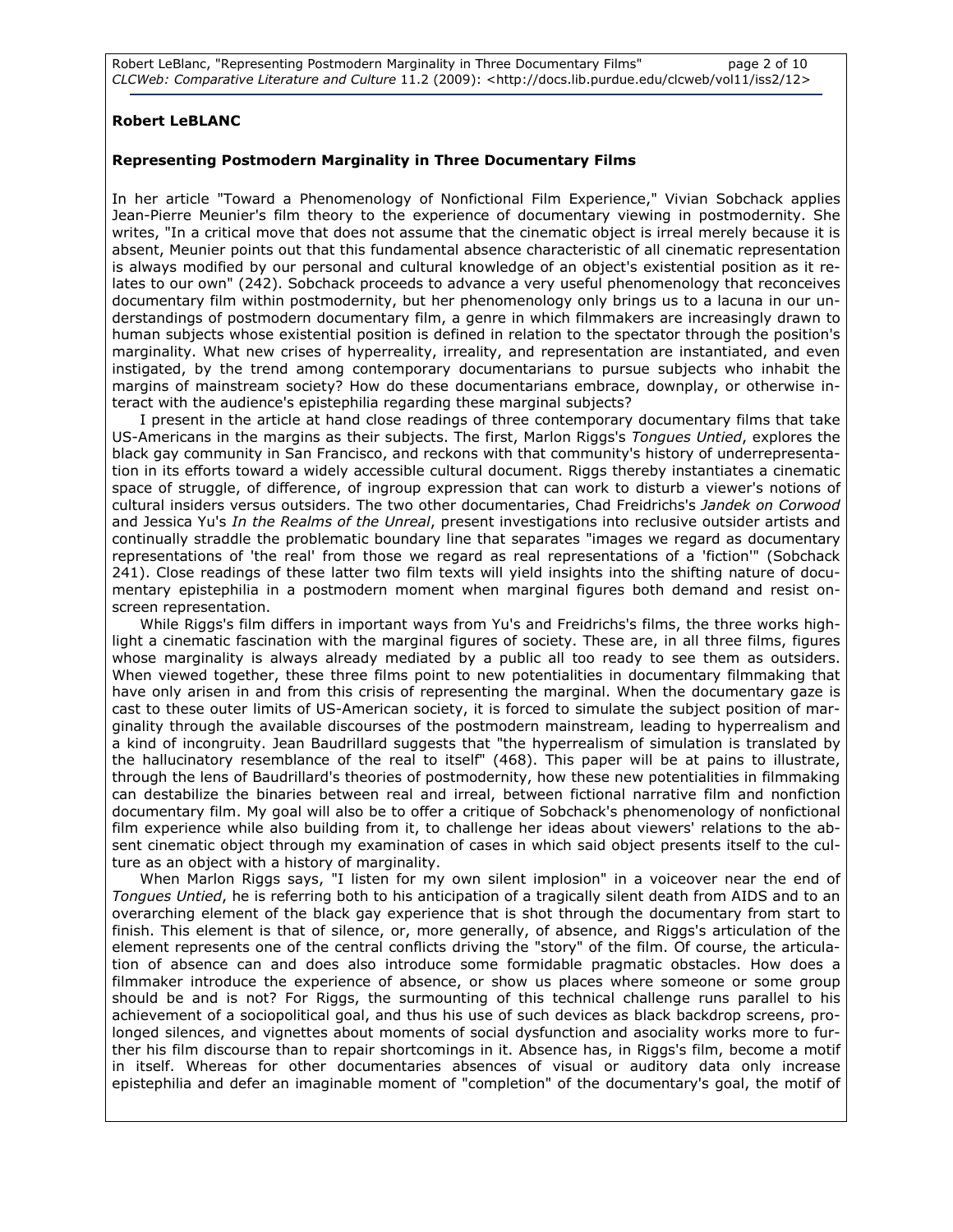**Robert LeBLANC**

**Representing Postmodern Marginality in Three Documentary Films**

In her article "Toward a Phenomenology of Nonfictional Film Experience," Vivian Sobchack applies Jean-Pierre Meunier's film theory to the experience of documentary viewing in postmodernity. She writes, "In a critical move that does not assume that the cinematic object is irreal merely because it is absent, Meunier points out that this fundamental absence characteristic of all cinematic representation is always modified by our personal and cultural knowledge of an object's existential position as it relates to our own" (242). Sobchack proceeds to advance a very useful phenomenology that reconceives documentary film within postmodernity, but her phenomenology only brings us to a lacuna in our understandings of postmodern documentary film, a genre in which filmmakers are increasingly drawn to human subjects whose existential position is defined in relation to the spectator through the position's marginality. What new crises of hyperreality, irreality, and representation are instantiated, and even instigated, by the trend among contemporary documentarians to pursue subjects who inhabit the margins of mainstream society? How do these documentarians embrace, downplay, or otherwise interact with the audience's epistephilia regarding these marginal subjects?

I present in the article at hand close readings of three contemporary documentary films that take US-Americans in the margins as their subjects. The first, Marlon Riggs's *Tongues Untied*, explores the black gay community in San Francisco, and reckons with that community's history of underrepresentation in its efforts toward a widely accessible cultural document. Riggs thereby instantiates a cinematic space of struggle, of difference, of ingroup expression that can work to disturb a viewer's notions of cultural insiders versus outsiders. The two other documentaries, Chad Freidrichs's *Jandek on Corwood* and Jessica Yu's *In the Realms of the Unreal*, present investigations into reclusive outsider artists and continually straddle the problematic boundary line that separates "images we regard as documentary representations of 'the real' from those we regard as real representations of a 'fiction'" (Sobchack 241). Close readings of these latter two film texts will yield insights into the shifting nature of documentary epistephilia in a postmodern moment when marginal figures both demand and resist on-screen representation.

While Riggs's film differs in important ways from Yu's and Freidrichs's films, the three works highlight a cinematic fascination with the marginal figures of society. These are, in all three films, figures whose marginality is always already mediated by a public all too ready to see them as outsiders. When viewed together, these three films point to new potentialities in documentary filmmaking that have only arisen in and from this crisis of representing the marginal. When the documentary gaze is cast to these outer limits of US-American society, it is forced to simulate the subject position of marginality through the available discourses of the postmodern mainstream, leading to hyperrealism and a kind of incongruity. Jean Baudrillard suggests that "the hyperrealism of simulation is translated by the hallucinatory resemblance of the real to itself" (468). This paper will be at pains to illustrate, through the lens of Baudrillard's theories of postmodernity, how these new potentialities in filmmaking can destabilize the binaries between real and irreal, between fictional narrative film and nonfiction documentary film. My goal will also be to offer a critique of Sobchack's phenomenology of nonfictional film experience while also building from it, to challenge her ideas about viewers' relations to the absent cinematic object through my examination of cases in which said object presents itself to the culture as an object with a history of marginality.

When Marlon Riggs says, "I listen for my own silent implosion" in a voiceover near the end of *Tongues Untied*, he is referring both to his anticipation of a tragically silent death from AIDS and to an overarching element of the black gay experience that is shot through the documentary from start to finish. This element is that of silence, or, more generally, of absence, and Riggs's articulation of the element represents one of the central conflicts driving the "story" of the film. Of course, the articulation of absence can and does also introduce some formidable pragmatic obstacles. How does a filmmaker introduce the experience of absence, or show us places where someone or some group should be and is not? For Riggs, the surmounting of this technical challenge runs parallel to his achievement of a sociopolitical goal, and thus his use of such devices as black backdrop screens, prolonged silences, and vignettes about moments of social dysfunction and asociality works more to further his film discourse than to repair shortcomings in it. Absence has, in Riggs's film, become a motif in itself. Whereas for other documentaries absences of visual or auditory data only increase epistephilia and defer an imaginable moment of "completion" of the documentary's goal, the motif of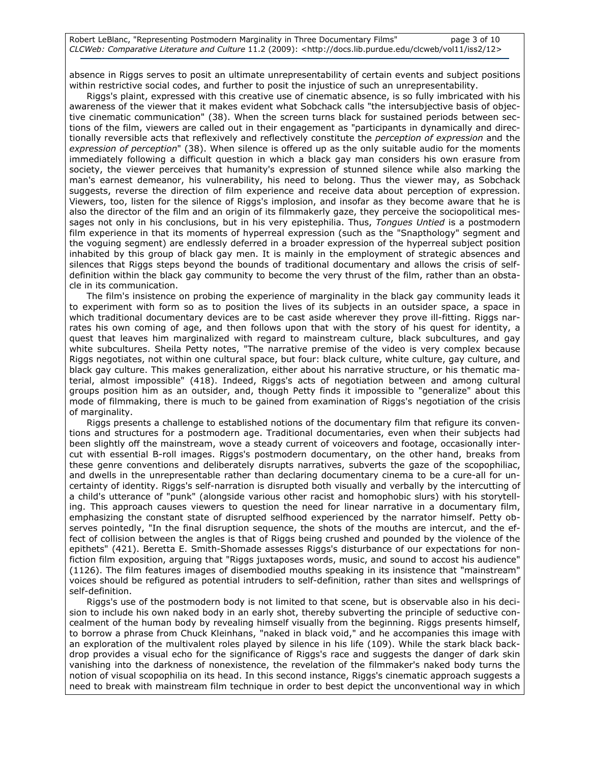absence in Riggs serves to posit an ultimate unrepresentability of certain events and subject positions within restrictive social codes, and further to posit the injustice of such an unrepresentability.

Riggs's plaint, expressed with this creative use of cinematic absence, is so fully imbricated with his awareness of the viewer that it makes evident what Sobchack calls "the intersubjective basis of objective cinematic communication" (38). When the screen turns black for sustained periods between sections of the film, viewers are called out in their engagement as "participants in dynamically and directionally reversible acts that reflexively and reflectively constitute the *perception of expression* and the *expression of perception*" (38). When silence is offered up as the only suitable audio for the moments immediately following a difficult question in which a black gay man considers his own erasure from society, the viewer perceives that humanity's expression of stunned silence while also marking the man's earnest demeanor, his vulnerability, his need to belong. Thus the viewer may, as Sobchack suggests, reverse the direction of film experience and receive data about perception of expression. Viewers, too, listen for the silence of Riggs's implosion, and insofar as they become aware that he is also the director of the film and an origin of its filmmakerly gaze, they perceive the sociopolitical messages not only in his conclusions, but in his very epistephilia. Thus, *Tongues Untied* is a postmodern film experience in that its moments of hyperreal expression (such as the "Snapthology" segment and the voguing segment) are endlessly deferred in a broader expression of the hyperreal subject position inhabited by this group of black gay men. It is mainly in the employment of strategic absences and silences that Riggs steps beyond the bounds of traditional documentary and allows the crisis of self-definition within the black gay community to become the very thrust of the film, rather than an obstacle in its communication.

The film's insistence on probing the experience of marginality in the black gay community leads it to experiment with form so as to position the lives of its subjects in an outsider space, a space in which traditional documentary devices are to be cast aside wherever they prove ill-fitting. Riggs narrates his own coming of age, and then follows upon that with the story of his quest for identity, a quest that leaves him marginalized with regard to mainstream culture, black subcultures, and gay white subcultures. Sheila Petty notes, "The narrative premise of the video is very complex because Riggs negotiates, not within one cultural space, but four: black culture, white culture, gay culture, and black gay culture. This makes generalization, either about his narrative structure, or his thematic material, almost impossible" (418). Indeed, Riggs's acts of negotiation between and among cultural groups position him as an outsider, and, though Petty finds it impossible to "generalize" about this mode of filmmaking, there is much to be gained from examination of Riggs's negotiation of the crisis of marginality.

Riggs presents a challenge to established notions of the documentary film that refigure its conventions and structures for a postmodern age. Traditional documentaries, even when their subjects had been slightly off the mainstream, wove a steady current of voiceovers and footage, occasionally intercut with essential B-roll images. Riggs's postmodern documentary, on the other hand, breaks from these genre conventions and deliberately disrupts narratives, subverts the gaze of the scopophiliac, and dwells in the unrepresentable rather than declaring documentary cinema to be a cure-all for uncertainty of identity. Riggs's self-narration is disrupted both visually and verbally by the intercutting of a child's utterance of "punk" (alongside various other racist and homophobic slurs) with his storytelling. This approach causes viewers to question the need for linear narrative in a documentary film, emphasizing the constant state of disrupted selfhood experienced by the narrator himself. Petty observes pointedly, "In the final disruption sequence, the shots of the mouths are intercut, and the effect of collision between the angles is that of Riggs being crushed and pounded by the violence of the epithets" (421). Beretta E. Smith-Shomade assesses Riggs's disturbance of our expectations for nonfiction film exposition, arguing that "Riggs juxtaposes words, music, and sound to accost his audience" (1126). The film features images of disembodied mouths speaking in its insistence that "mainstream" voices should be refigured as potential intruders to self-definition, rather than sites and wellsprings of self-definition.

Riggs's use of the postmodern body is not limited to that scene, but is observable also in his decision to include his own naked body in an early shot, thereby subverting the principle of seductive concealment of the human body by revealing himself visually from the beginning. Riggs presents himself, to borrow a phrase from Chuck Kleinhans, "naked in black void," and he accompanies this image with an exploration of the multivalent roles played by silence in his life (109). While the stark black backdrop provides a visual echo for the significance of Riggs's race and suggests the danger of dark skin vanishing into the darkness of nonexistence, the revelation of the filmmaker's naked body turns the notion of visual scopophilia on its head. In this second instance, Riggs's cinematic approach suggests a need to break with mainstream film technique in order to best depict the unconventional way in which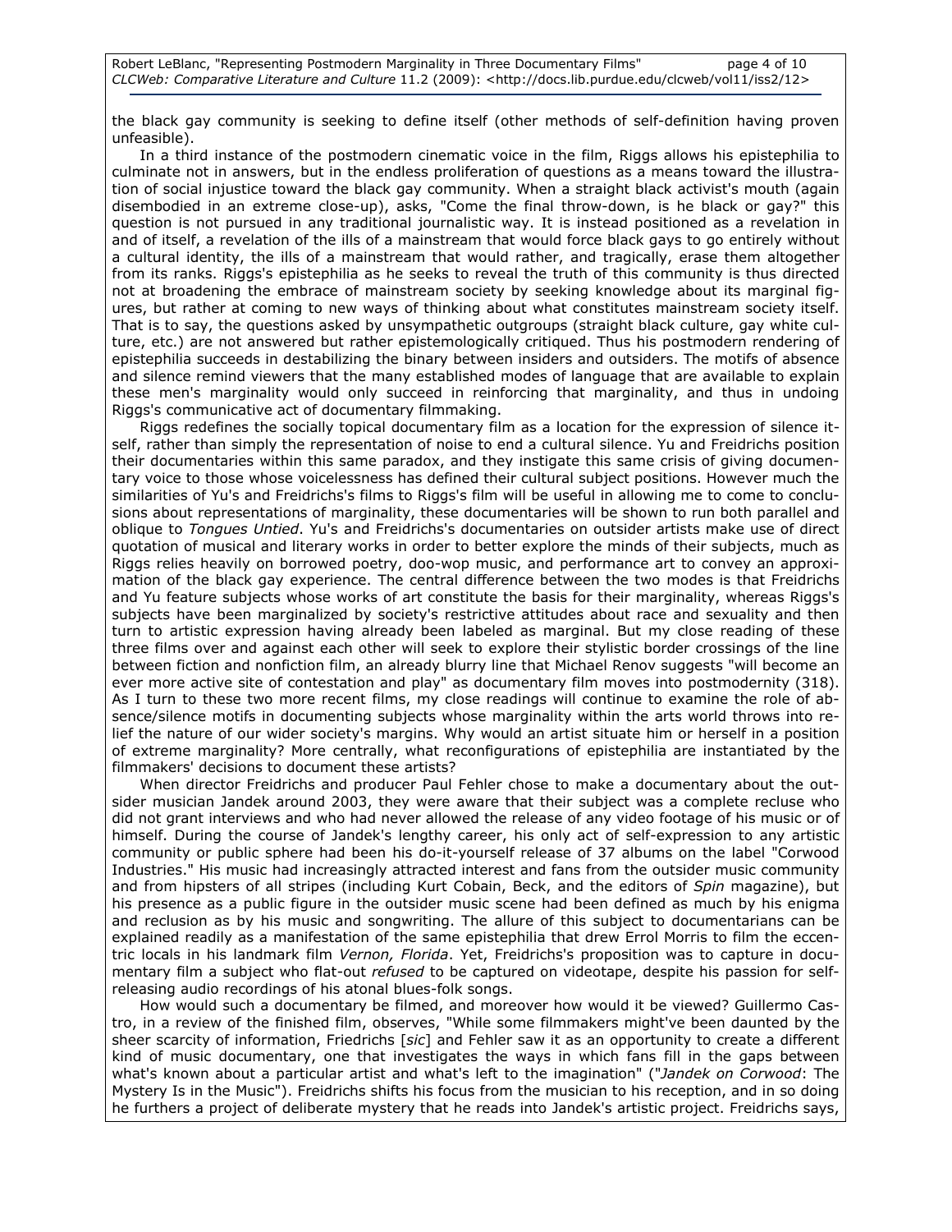the black gay community is seeking to define itself (other methods of self-definition having proven unfeasible).

In a third instance of the postmodern cinematic voice in the film, Riggs allows his epistephilia to culminate not in answers, but in the endless proliferation of questions as a means toward the illustration of social injustice toward the black gay community. When a straight black activist's mouth (again disembodied in an extreme close-up), asks, "Come the final throw-down, is he black or gay?" this question is not pursued in any traditional journalistic way. It is instead positioned as a revelation in and of itself, a revelation of the ills of a mainstream that would force black gays to go entirely without a cultural identity, the ills of a mainstream that would rather, and tragically, erase them altogether from its ranks. Riggs's epistephilia as he seeks to reveal the truth of this community is thus directed not at broadening the embrace of mainstream society by seeking knowledge about its marginal figures, but rather at coming to new ways of thinking about what constitutes mainstream society itself. That is to say, the questions asked by unsympathetic outgroups (straight black culture, gay white culture, etc.) are not answered but rather epistemologically critiqued. Thus his postmodern rendering of epistephilia succeeds in destabilizing the binary between insiders and outsiders. The motifs of absence and silence remind viewers that the many established modes of language that are available to explain these men's marginality would only succeed in reinforcing that marginality, and thus in undoing Riggs's communicative act of documentary filmmaking.

Riggs redefines the socially topical documentary film as a location for the expression of silence itself, rather than simply the representation of noise to end a cultural silence. Yu and Freidrichs position their documentaries within this same paradox, and they instigate this same crisis of giving documentary voice to those whose voicelessness has defined their cultural subject positions. However much the similarities of Yu's and Freidrichs's films to Riggs's film will be useful in allowing me to come to conclusions about representations of marginality, these documentaries will be shown to run both parallel and oblique to *Tongues Untied*. Yu's and Freidrichs's documentaries on outsider artists make use of direct quotation of musical and literary works in order to better explore the minds of their subjects, much as Riggs relies heavily on borrowed poetry, doo-wop music, and performance art to convey an approximation of the black gay experience. The central difference between the two modes is that Freidrichs and Yu feature subjects whose works of art constitute the basis for their marginality, whereas Riggs's subjects have been marginalized by society's restrictive attitudes about race and sexuality and then turn to artistic expression having already been labeled as marginal. But my close reading of these three films over and against each other will seek to explore their stylistic border crossings of the line between fiction and nonfiction film, an already blurry line that Michael Renov suggests "will become an ever more active site of contestation and play" as documentary film moves into postmodernity (318). As I turn to these two more recent films, my close readings will continue to examine the role of absence/silence motifs in documenting subjects whose marginality within the arts world throws into relief the nature of our wider society's margins. Why would an artist situate him or herself in a position of extreme marginality? More centrally, what reconfigurations of epistephilia are instantiated by the filmmakers' decisions to document these artists?

When director Freidrichs and producer Paul Fehler chose to make a documentary about the outsider musician Jandek around 2003, they were aware that their subject was a complete recluse who did not grant interviews and who had never allowed the release of any video footage of his music or of himself. During the course of Jandek's lengthy career, his only act of self-expression to any artistic community or public sphere had been his do-it-yourself release of 37 albums on the label "Corwood Industries." His music had increasingly attracted interest and fans from the outsider music community and from hipsters of all stripes (including Kurt Cobain, Beck, and the editors of *Spin* magazine), but his presence as a public figure in the outsider music scene had been defined as much by his enigma and reclusion as by his music and songwriting. The allure of this subject to documentarians can be explained readily as a manifestation of the same epistephilia that drew Errol Morris to film the eccentric locals in his landmark film *Vernon, Florida*. Yet, Freidrichs's proposition was to capture in documentary film a subject who flat-out *refused* to be captured on videotape, despite his passion for self-releasing audio recordings of his atonal blues-folk songs.

How would such a documentary be filmed, and moreover how would it be viewed? Guillermo Castro, in a review of the finished film, observes, "While some filmmakers might've been daunted by the sheer scarcity of information, Friedrichs [*sic*] and Fehler saw it as an opportunity to create a different kind of music documentary, one that investigates the ways in which fans fill in the gaps between what's known about a particular artist and what's left to the imagination" ("*Jandek on Corwood*: The Mystery Is in the Music"). Freidrichs shifts his focus from the musician to his reception, and in so doing he furthers a project of deliberate mystery that he reads into Jandek's artistic project. Freidrichs says,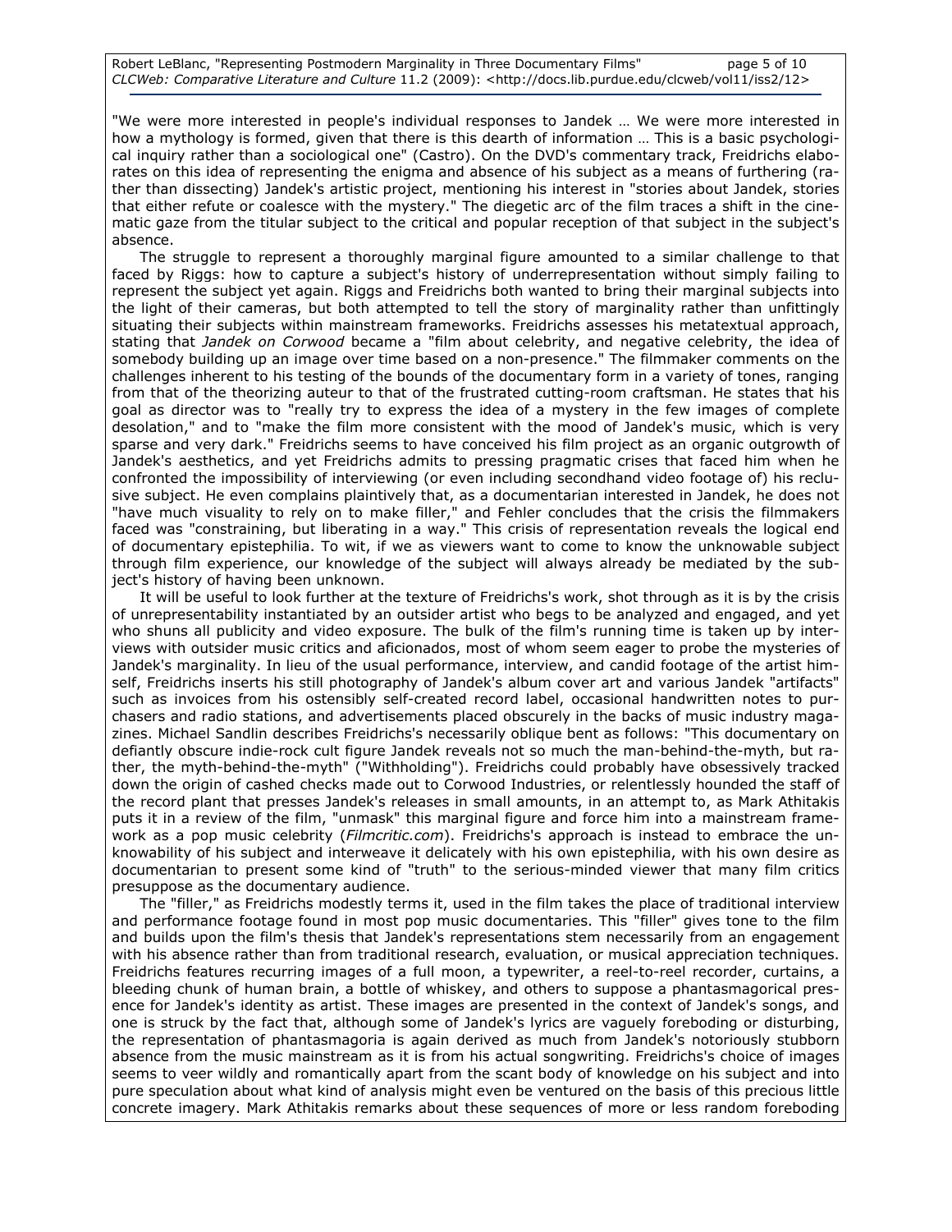"We were more interested in people's individual responses to Jandek … We were more interested in how a mythology is formed, given that there is this dearth of information … This is a basic psychological inquiry rather than a sociological one" (Castro). On the DVD's commentary track, Freidrichs elaborates on this idea of representing the enigma and absence of his subject as a means of furthering (rather than dissecting) Jandek's artistic project, mentioning his interest in "stories about Jandek, stories that either refute or coalesce with the mystery." The diegetic arc of the film traces a shift in the cinematic gaze from the titular subject to the critical and popular reception of that subject in the subject's absence.

The struggle to represent a thoroughly marginal figure amounted to a similar challenge to that faced by Riggs: how to capture a subject's history of underrepresentation without simply failing to represent the subject yet again. Riggs and Freidrichs both wanted to bring their marginal subjects into the light of their cameras, but both attempted to tell the story of marginality rather than unfittingly situating their subjects within mainstream frameworks. Freidrichs assesses his metatextual approach, stating that *Jandek on Corwood* became a "film about celebrity, and negative celebrity, the idea of somebody building up an image over time based on a non-presence." The filmmaker comments on the challenges inherent to his testing of the bounds of the documentary form in a variety of tones, ranging from that of the theorizing auteur to that of the frustrated cutting-room craftsman. He states that his goal as director was to "really try to express the idea of a mystery in the few images of complete desolation," and to "make the film more consistent with the mood of Jandek's music, which is very sparse and very dark." Freidrichs seems to have conceived his film project as an organic outgrowth of Jandek's aesthetics, and yet Freidrichs admits to pressing pragmatic crises that faced him when he confronted the impossibility of interviewing (or even including secondhand video footage of) his reclusive subject. He even complains plaintively that, as a documentarian interested in Jandek, he does not "have much visuality to rely on to make filler," and Fehler concludes that the crisis the filmmakers faced was "constraining, but liberating in a way." This crisis of representation reveals the logical end of documentary epistephilia. To wit, if we as viewers want to come to know the unknowable subject through film experience, our knowledge of the subject will always already be mediated by the subject's history of having been unknown.

It will be useful to look further at the texture of Freidrichs's work, shot through as it is by the crisis of unrepresentability instantiated by an outsider artist who begs to be analyzed and engaged, and yet who shuns all publicity and video exposure. The bulk of the film's running time is taken up by interviews with outsider music critics and aficionados, most of whom seem eager to probe the mysteries of Jandek's marginality. In lieu of the usual performance, interview, and candid footage of the artist himself, Freidrichs inserts his still photography of Jandek's album cover art and various Jandek "artifacts" such as invoices from his ostensibly self-created record label, occasional handwritten notes to purchasers and radio stations, and advertisements placed obscurely in the backs of music industry magazines. Michael Sandlin describes Freidrichs's necessarily oblique bent as follows: "This documentary on defiantly obscure indie-rock cult figure Jandek reveals not so much the man-behind-the-myth, but rather, the myth-behind-the-myth" ("Withholding"). Freidrichs could probably have obsessively tracked down the origin of cashed checks made out to Corwood Industries, or relentlessly hounded the staff of the record plant that presses Jandek's releases in small amounts, in an attempt to, as Mark Athitakis puts it in a review of the film, "unmask" this marginal figure and force him into a mainstream framework as a pop music celebrity (*Filmcritic.com*). Freidrichs's approach is instead to embrace the unknowability of his subject and interweave it delicately with his own epistephilia, with his own desire as documentarian to present some kind of "truth" to the serious-minded viewer that many film critics presuppose as the documentary audience.

The "filler," as Freidrichs modestly terms it, used in the film takes the place of traditional interview and performance footage found in most pop music documentaries. This "filler" gives tone to the film and builds upon the film's thesis that Jandek's representations stem necessarily from an engagement with his absence rather than from traditional research, evaluation, or musical appreciation techniques. Freidrichs features recurring images of a full moon, a typewriter, a reel-to-reel recorder, curtains, a bleeding chunk of human brain, a bottle of whiskey, and others to suppose a phantasmagorical presence for Jandek's identity as artist. These images are presented in the context of Jandek's songs, and one is struck by the fact that, although some of Jandek's lyrics are vaguely foreboding or disturbing, the representation of phantasmagoria is again derived as much from Jandek's notoriously stubborn absence from the music mainstream as it is from his actual songwriting. Freidrichs's choice of images seems to veer wildly and romantically apart from the scant body of knowledge on his subject and into pure speculation about what kind of analysis might even be ventured on the basis of this precious little concrete imagery. Mark Athitakis remarks about these sequences of more or less random foreboding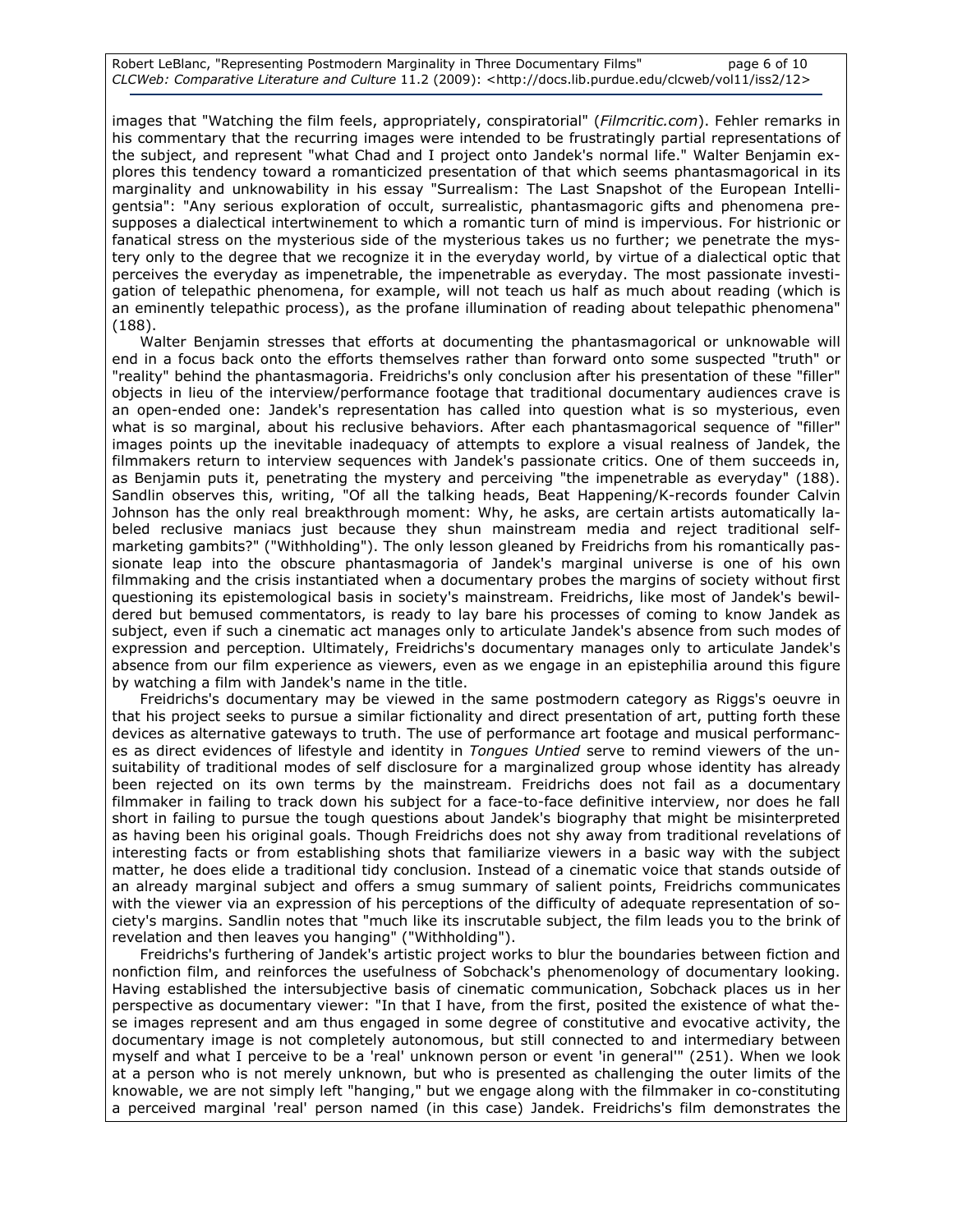images that "Watching the film feels, appropriately, conspiratorial" (*Filmcritic.com*). Fehler remarks in his commentary that the recurring images were intended to be frustratingly partial representations of the subject, and represent "what Chad and I project onto Jandek's normal life." Walter Benjamin explores this tendency toward a romanticized presentation of that which seems phantasmagorical in its marginality and unknowability in his essay "Surrealism: The Last Snapshot of the European Intelligentsia": "Any serious exploration of occult, surrealistic, phantasmagoric gifts and phenomena presupposes a dialectical intertwinement to which a romantic turn of mind is impervious. For histrionic or fanatical stress on the mysterious side of the mysterious takes us no further; we penetrate the mystery only to the degree that we recognize it in the everyday world, by virtue of a dialectical optic that perceives the everyday as impenetrable, the impenetrable as everyday. The most passionate investigation of telepathic phenomena, for example, will not teach us half as much about reading (which is an eminently telepathic process), as the profane illumination of reading about telepathic phenomena" (188).

Walter Benjamin stresses that efforts at documenting the phantasmagorical or unknowable will end in a focus back onto the efforts themselves rather than forward onto some suspected "truth" or "reality" behind the phantasmagoria. Freidrichs's only conclusion after his presentation of these "filler" objects in lieu of the interview/performance footage that traditional documentary audiences crave is an open-ended one: Jandek's representation has called into question what is so mysterious, even what is so marginal, about his reclusive behaviors. After each phantasmagorical sequence of "filler" images points up the inevitable inadequacy of attempts to explore a visual realness of Jandek, the filmmakers return to interview sequences with Jandek's passionate critics. One of them succeeds in, as Benjamin puts it, penetrating the mystery and perceiving "the impenetrable as everyday" (188). Sandlin observes this, writing, "Of all the talking heads, Beat Happening/K-records founder Calvin Johnson has the only real breakthrough moment: Why, he asks, are certain artists automatically labeled reclusive maniacs just because they shun mainstream media and reject traditional self-marketing gambits?" ("Withholding"). The only lesson gleaned by Freidrichs from his romantically passionate leap into the obscure phantasmagoria of Jandek's marginal universe is one of his own filmmaking and the crisis instantiated when a documentary probes the margins of society without first questioning its epistemological basis in society's mainstream. Freidrichs, like most of Jandek's bewildered but bemused commentators, is ready to lay bare his processes of coming to know Jandek as subject, even if such a cinematic act manages only to articulate Jandek's absence from such modes of expression and perception. Ultimately, Freidrichs's documentary manages only to articulate Jandek's absence from our film experience as viewers, even as we engage in an epistephilia around this figure by watching a film with Jandek's name in the title.

Freidrichs's documentary may be viewed in the same postmodern category as Riggs's oeuvre in that his project seeks to pursue a similar fictionality and direct presentation of art, putting forth these devices as alternative gateways to truth. The use of performance art footage and musical performances as direct evidences of lifestyle and identity in *Tongues Untied* serve to remind viewers of the unsuitability of traditional modes of self disclosure for a marginalized group whose identity has already been rejected on its own terms by the mainstream. Freidrichs does not fail as a documentary filmmaker in failing to track down his subject for a face-to-face definitive interview, nor does he fall short in failing to pursue the tough questions about Jandek's biography that might be misinterpreted as having been his original goals. Though Freidrichs does not shy away from traditional revelations of interesting facts or from establishing shots that familiarize viewers in a basic way with the subject matter, he does elide a traditional tidy conclusion. Instead of a cinematic voice that stands outside of an already marginal subject and offers a smug summary of salient points, Freidrichs communicates with the viewer via an expression of his perceptions of the difficulty of adequate representation of society's margins. Sandlin notes that "much like its inscrutable subject, the film leads you to the brink of revelation and then leaves you hanging" ("Withholding").

Freidrichs's furthering of Jandek's artistic project works to blur the boundaries between fiction and nonfiction film, and reinforces the usefulness of Sobchack's phenomenology of documentary looking. Having established the intersubjective basis of cinematic communication, Sobchack places us in her perspective as documentary viewer: "In that I have, from the first, posited the existence of what these images represent and am thus engaged in some degree of constitutive and evocative activity, the documentary image is not completely autonomous, but still connected to and intermediary between myself and what I perceive to be a 'real' unknown person or event 'in general'" (251). When we look at a person who is not merely unknown, but who is presented as challenging the outer limits of the knowable, we are not simply left "hanging," but we engage along with the filmmaker in co-constituting a perceived marginal 'real' person named (in this case) Jandek. Freidrichs's film demonstrates the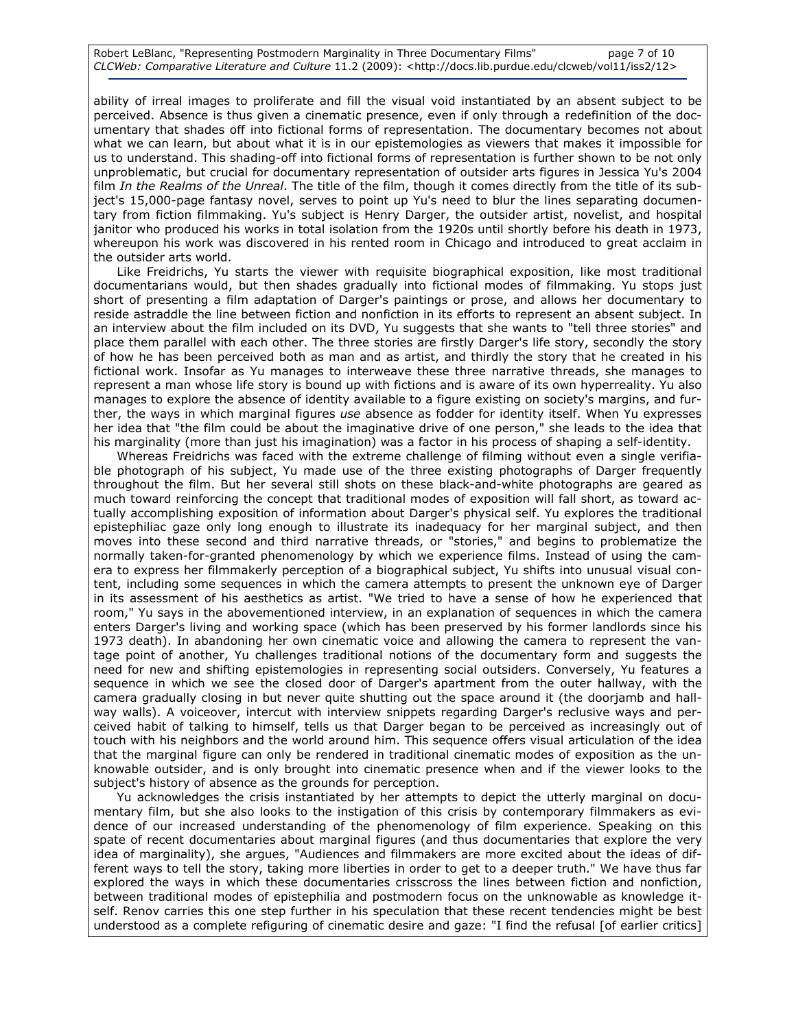ability of irreal images to proliferate and fill the visual void instantiated by an absent subject to be perceived. Absence is thus given a cinematic presence, even if only through a redefinition of the documentary that shades off into fictional forms of representation. The documentary becomes not about what we can learn, but about what it is in our epistemologies as viewers that makes it impossible for us to understand. This shading-off into fictional forms of representation is further shown to be not only unproblematic, but crucial for documentary representation of outsider arts figures in Jessica Yu's 2004 film *In the Realms of the Unreal*. The title of the film, though it comes directly from the title of its subject's 15,000-page fantasy novel, serves to point up Yu's need to blur the lines separating documentary from fiction filmmaking. Yu's subject is Henry Darger, the outsider artist, novelist, and hospital janitor who produced his works in total isolation from the 1920s until shortly before his death in 1973, whereupon his work was discovered in his rented room in Chicago and introduced to great acclaim in the outsider arts world.

Like Freidrichs, Yu starts the viewer with requisite biographical exposition, like most traditional documentarians would, but then shades gradually into fictional modes of filmmaking. Yu stops just short of presenting a film adaptation of Darger's paintings or prose, and allows her documentary to reside astraddle the line between fiction and nonfiction in its efforts to represent an absent subject. In an interview about the film included on its DVD, Yu suggests that she wants to "tell three stories" and place them parallel with each other. The three stories are firstly Darger's life story, secondly the story of how he has been perceived both as man and as artist, and thirdly the story that he created in his fictional work. Insofar as Yu manages to interweave these three narrative threads, she manages to represent a man whose life story is bound up with fictions and is aware of its own hyperreality. Yu also manages to explore the absence of identity available to a figure existing on society's margins, and further, the ways in which marginal figures *use* absence as fodder for identity itself. When Yu expresses her idea that "the film could be about the imaginative drive of one person," she leads to the idea that his marginality (more than just his imagination) was a factor in his process of shaping a self-identity.

Whereas Freidrichs was faced with the extreme challenge of filming without even a single verifiable photograph of his subject, Yu made use of the three existing photographs of Darger frequently throughout the film. But her several still shots on these black-and-white photographs are geared as much toward reinforcing the concept that traditional modes of exposition will fall short, as toward actually accomplishing exposition of information about Darger's physical self. Yu explores the traditional epistephiliac gaze only long enough to illustrate its inadequacy for her marginal subject, and then moves into these second and third narrative threads, or "stories," and begins to problematize the normally taken-for-granted phenomenology by which we experience films. Instead of using the camera to express her filmmakerly perception of a biographical subject, Yu shifts into unusual visual content, including some sequences in which the camera attempts to present the unknown eye of Darger in its assessment of his aesthetics as artist. "We tried to have a sense of how he experienced that room," Yu says in the abovementioned interview, in an explanation of sequences in which the camera enters Darger's living and working space (which has been preserved by his former landlords since his 1973 death). In abandoning her own cinematic voice and allowing the camera to represent the vantage point of another, Yu challenges traditional notions of the documentary form and suggests the need for new and shifting epistemologies in representing social outsiders. Conversely, Yu features a sequence in which we see the closed door of Darger's apartment from the outer hallway, with the camera gradually closing in but never quite shutting out the space around it (the doorjamb and hallway walls). A voiceover, intercut with interview snippets regarding Darger's reclusive ways and perceived habit of talking to himself, tells us that Darger began to be perceived as increasingly out of touch with his neighbors and the world around him. This sequence offers visual articulation of the idea that the marginal figure can only be rendered in traditional cinematic modes of exposition as the unknowable outsider, and is only brought into cinematic presence when and if the viewer looks to the subject's history of absence as the grounds for perception.

Yu acknowledges the crisis instantiated by her attempts to depict the utterly marginal on documentary film, but she also looks to the instigation of this crisis by contemporary filmmakers as evidence of our increased understanding of the phenomenology of film experience. Speaking on this spate of recent documentaries about marginal figures (and thus documentaries that explore the very idea of marginality), she argues, "Audiences and filmmakers are more excited about the ideas of different ways to tell the story, taking more liberties in order to get to a deeper truth." We have thus far explored the ways in which these documentaries crisscross the lines between fiction and nonfiction, between traditional modes of epistephilia and postmodern focus on the unknowable as knowledge itself. Renov carries this one step further in his speculation that these recent tendencies might be best understood as a complete refiguring of cinematic desire and gaze: "I find the refusal [of earlier critics]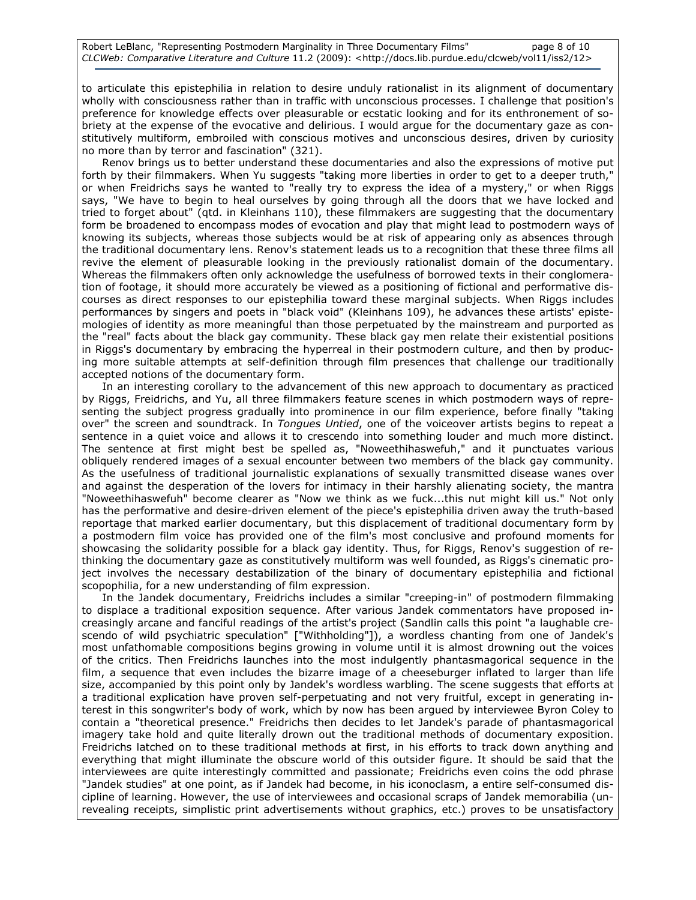to articulate this epistephilia in relation to desire unduly rationalist in its alignment of documentary wholly with consciousness rather than in traffic with unconscious processes. I challenge that position's preference for knowledge effects over pleasurable or ecstatic looking and for its enthronement of sobriety at the expense of the evocative and delirious. I would argue for the documentary gaze as constitutively multiform, embroiled with conscious motives and unconscious desires, driven by curiosity no more than by terror and fascination" (321).

Renov brings us to better understand these documentaries and also the expressions of motive put forth by their filmmakers. When Yu suggests "taking more liberties in order to get to a deeper truth," or when Freidrichs says he wanted to "really try to express the idea of a mystery," or when Riggs says, "We have to begin to heal ourselves by going through all the doors that we have locked and tried to forget about" (qtd. in Kleinhans 110), these filmmakers are suggesting that the documentary form be broadened to encompass modes of evocation and play that might lead to postmodern ways of knowing its subjects, whereas those subjects would be at risk of appearing only as absences through the traditional documentary lens. Renov's statement leads us to a recognition that these three films all revive the element of pleasurable looking in the previously rationalist domain of the documentary. Whereas the filmmakers often only acknowledge the usefulness of borrowed texts in their conglomeration of footage, it should more accurately be viewed as a positioning of fictional and performative discourses as direct responses to our epistephilia toward these marginal subjects. When Riggs includes performances by singers and poets in "black void" (Kleinhans 109), he advances these artists' epistemologies of identity as more meaningful than those perpetuated by the mainstream and purported as the "real" facts about the black gay community. These black gay men relate their existential positions in Riggs's documentary by embracing the hyperreal in their postmodern culture, and then by producing more suitable attempts at self-definition through film presences that challenge our traditionally accepted notions of the documentary form.

In an interesting corollary to the advancement of this new approach to documentary as practiced by Riggs, Freidrichs, and Yu, all three filmmakers feature scenes in which postmodern ways of representing the subject progress gradually into prominence in our film experience, before finally "taking over" the screen and soundtrack. In *Tongues Untied*, one of the voiceover artists begins to repeat a sentence in a quiet voice and allows it to crescendo into something louder and much more distinct. The sentence at first might best be spelled as, "Noweethihaswefuh," and it punctuates various obliquely rendered images of a sexual encounter between two members of the black gay community. As the usefulness of traditional journalistic explanations of sexually transmitted disease wanes over and against the desperation of the lovers for intimacy in their harshly alienating society, the mantra "Noweethihaswefuh" become clearer as "Now we think as we fuck...this nut might kill us." Not only has the performative and desire-driven element of the piece's epistephilia driven away the truth-based reportage that marked earlier documentary, but this displacement of traditional documentary form by a postmodern film voice has provided one of the film's most conclusive and profound moments for showcasing the solidarity possible for a black gay identity. Thus, for Riggs, Renov's suggestion of rethinking the documentary gaze as constitutively multiform was well founded, as Riggs's cinematic project involves the necessary destabilization of the binary of documentary epistephilia and fictional scopophilia, for a new understanding of film expression.

In the Jandek documentary, Freidrichs includes a similar "creeping-in" of postmodern filmmaking to displace a traditional exposition sequence. After various Jandek commentators have proposed increasingly arcane and fanciful readings of the artist's project (Sandlin calls this point "a laughable crescendo of wild psychiatric speculation" ["Withholding"]), a wordless chanting from one of Jandek's most unfathomable compositions begins growing in volume until it is almost drowning out the voices of the critics. Then Freidrichs launches into the most indulgently phantasmagorical sequence in the film, a sequence that even includes the bizarre image of a cheeseburger inflated to larger than life size, accompanied by this point only by Jandek's wordless warbling. The scene suggests that efforts at a traditional explication have proven self-perpetuating and not very fruitful, except in generating interest in this songwriter's body of work, which by now has been argued by interviewee Byron Coley to contain a "theoretical presence." Freidrichs then decides to let Jandek's parade of phantasmagorical imagery take hold and quite literally drown out the traditional methods of documentary exposition. Freidrichs latched on to these traditional methods at first, in his efforts to track down anything and everything that might illuminate the obscure world of this outsider figure. It should be said that the interviewees are quite interestingly committed and passionate; Freidrichs even coins the odd phrase "Jandek studies" at one point, as if Jandek had become, in his iconoclasm, a entire self-consumed discipline of learning. However, the use of interviewees and occasional scraps of Jandek memorabilia (unrevealing receipts, simplistic print advertisements without graphics, etc.) proves to be unsatisfactory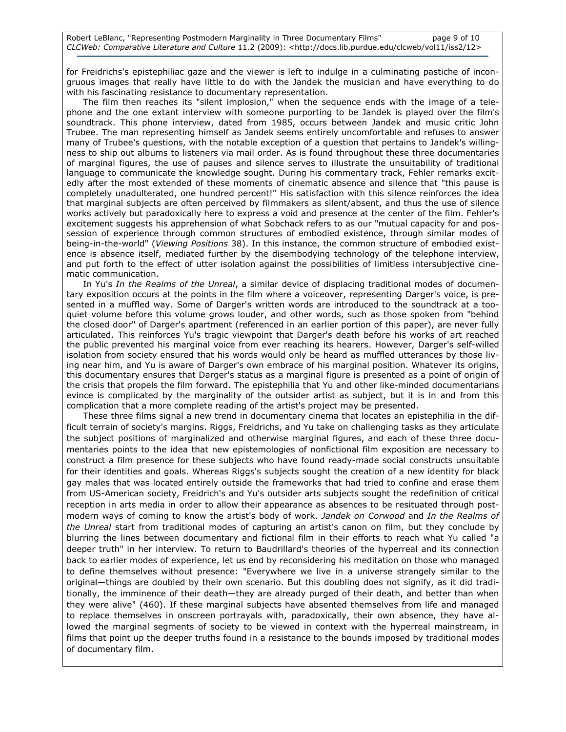for Freidrichs's epistephiliac gaze and the viewer is left to indulge in a culminating pastiche of incongruous images that really have little to do with the Jandek the musician and have everything to do with his fascinating resistance to documentary representation.

The film then reaches its "silent implosion," when the sequence ends with the image of a telephone and the one extant interview with someone purporting to be Jandek is played over the film's soundtrack. This phone interview, dated from 1985, occurs between Jandek and music critic John Trubee. The man representing himself as Jandek seems entirely uncomfortable and refuses to answer many of Trubee's questions, with the notable exception of a question that pertains to Jandek's willingness to ship out albums to listeners via mail order. As is found throughout these three documentaries of marginal figures, the use of pauses and silence serves to illustrate the unsuitability of traditional language to communicate the knowledge sought. During his commentary track, Fehler remarks excitedly after the most extended of these moments of cinematic absence and silence that "this pause is completely unadulterated, one hundred percent!" His satisfaction with this silence reinforces the idea that marginal subjects are often perceived by filmmakers as silent/absent, and thus the use of silence works actively but paradoxically here to express a void and presence at the center of the film. Fehler's excitement suggests his apprehension of what Sobchack refers to as our "mutual capacity for and possession of experience through common structures of embodied existence, through similar modes of being-in-the-world" (*Viewing Positions* 38). In this instance, the common structure of embodied existence is absence itself, mediated further by the disembodying technology of the telephone interview, and put forth to the effect of utter isolation against the possibilities of limitless intersubjective cinematic communication.

In Yu's *In the Realms of the Unreal*, a similar device of displacing traditional modes of documentary exposition occurs at the points in the film where a voiceover, representing Darger's voice, is presented in a muffled way. Some of Darger's written words are introduced to the soundtrack at a too-quiet volume before this volume grows louder, and other words, such as those spoken from "behind the closed door" of Darger's apartment (referenced in an earlier portion of this paper), are never fully articulated. This reinforces Yu's tragic viewpoint that Darger's death before his works of art reached the public prevented his marginal voice from ever reaching its hearers. However, Darger's self-willed isolation from society ensured that his words would only be heard as muffled utterances by those living near him, and Yu is aware of Darger's own embrace of his marginal position. Whatever its origins, this documentary ensures that Darger's status as a marginal figure is presented as a point of origin of the crisis that propels the film forward. The epistephilia that Yu and other like-minded documentarians evince is complicated by the marginality of the outsider artist as subject, but it is in and from this complication that a more complete reading of the artist's project may be presented.

These three films signal a new trend in documentary cinema that locates an epistephilia in the difficult terrain of society's margins. Riggs, Freidrichs, and Yu take on challenging tasks as they articulate the subject positions of marginalized and otherwise marginal figures, and each of these three documentaries points to the idea that new epistemologies of nonfictional film exposition are necessary to construct a film presence for these subjects who have found ready-made social constructs unsuitable for their identities and goals. Whereas Riggs's subjects sought the creation of a new identity for black gay males that was located entirely outside the frameworks that had tried to confine and erase them from US-American society, Freidrich's and Yu's outsider arts subjects sought the redefinition of critical reception in arts media in order to allow their appearance as absences to be resituated through postmodern ways of coming to know the artist's body of work. *Jandek on Corwood* and *In the Realms of the Unreal* start from traditional modes of capturing an artist's canon on film, but they conclude by blurring the lines between documentary and fictional film in their efforts to reach what Yu called "a deeper truth" in her interview. To return to Baudrillard's theories of the hyperreal and its connection back to earlier modes of experience, let us end by reconsidering his meditation on those who managed to define themselves without presence: "Everywhere we live in a universe strangely similar to the original—things are doubled by their own scenario. But this doubling does not signify, as it did traditionally, the imminence of their death—they are already purged of their death, and better than when they were alive" (460). If these marginal subjects have absented themselves from life and managed to replace themselves in onscreen portrayals with, paradoxically, their own absence, they have allowed the marginal segments of society to be viewed in context with the hyperreal mainstream, in films that point up the deeper truths found in a resistance to the bounds imposed by traditional modes of documentary film.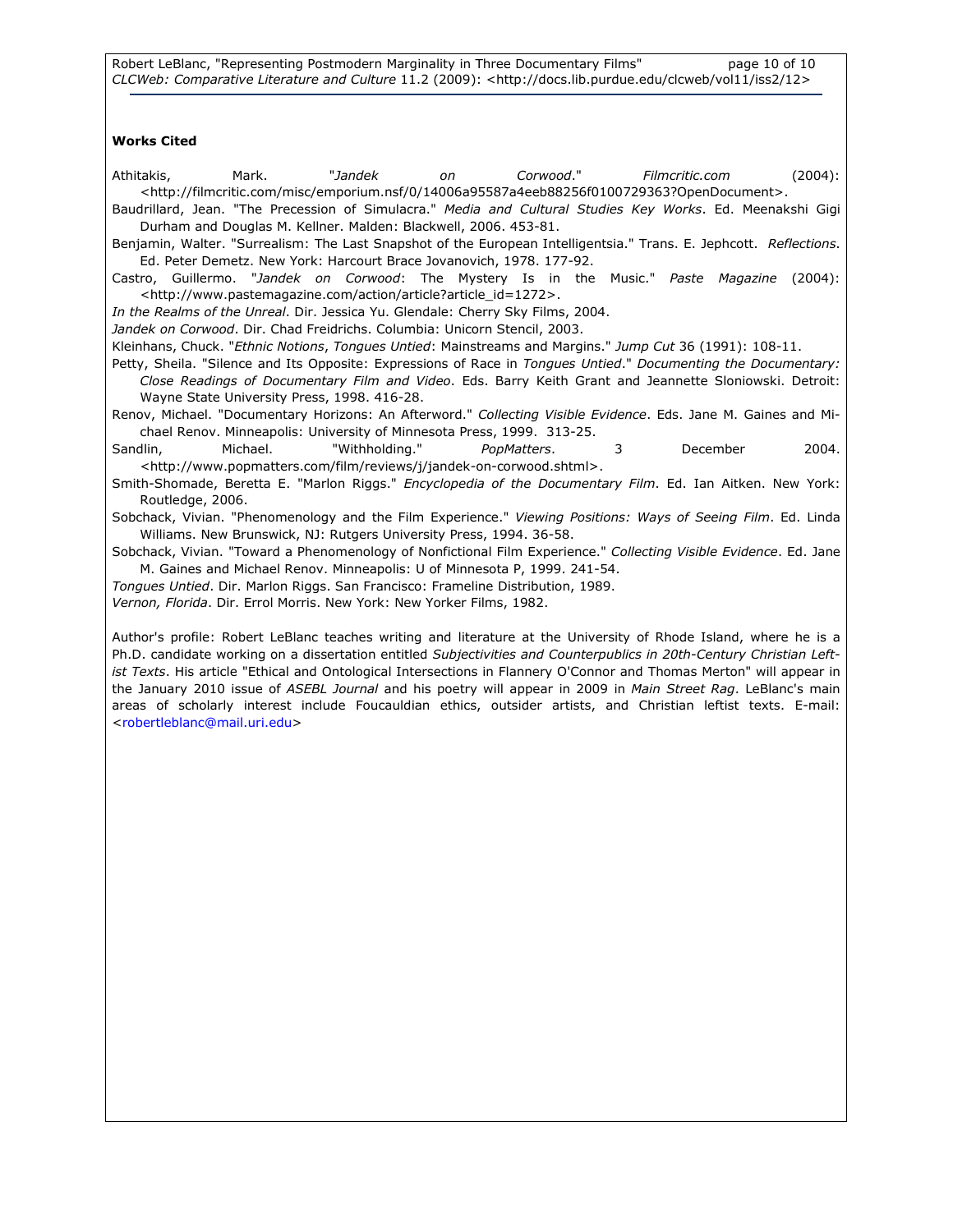**Works Cited**

Athitakis, Mark. "*Jandek on Corwood*." *Filmcritic.com* (2004): <http://filmcritic.com/misc/emporium.nsf/0/14006a95587a4eeb88256f0100729363?OpenDocument>.

Baudrillard, Jean. "The Precession of Simulacra." *Media and Cultural Studies Key Works*. Ed. Meenakshi Gigi Durham and Douglas M. Kellner. Malden: Blackwell, 2006. 453-81.

Benjamin, Walter. "Surrealism: The Last Snapshot of the European Intelligentsia." Trans. E. Jephcott. *Reflections*. Ed. Peter Demetz. New York: Harcourt Brace Jovanovich, 1978. 177-92.

Castro, Guillermo. "*Jandek on Corwood*: The Mystery Is in the Music." *Paste Magazine* (2004): <http://www.pastemagazine.com/action/article?article_id=1272>.

*In the Realms of the Unreal*. Dir. Jessica Yu. Glendale: Cherry Sky Films, 2004.

*Jandek on Corwood*. Dir. Chad Freidrichs. Columbia: Unicorn Stencil, 2003.

Kleinhans, Chuck. "*Ethnic Notions*, *Tongues Untied*: Mainstreams and Margins." *Jump Cut* 36 (1991): 108-11.

Petty, Sheila. "Silence and Its Opposite: Expressions of Race in *Tongues Untied*." *Documenting the Documentary: Close Readings of Documentary Film and Video*. Eds. Barry Keith Grant and Jeannette Sloniowski. Detroit: Wayne State University Press, 1998. 416-28.

Renov, Michael. "Documentary Horizons: An Afterword." *Collecting Visible Evidence*. Eds. Jane M. Gaines and Michael Renov. Minneapolis: University of Minnesota Press, 1999. 313-25.

Sandlin, Michael. "Withholding." *PopMatters*. 3 December 2004. <http://www.popmatters.com/film/reviews/j/jandek-on-corwood.shtml>.

Smith-Shomade, Beretta E. "Marlon Riggs." *Encyclopedia of the Documentary Film*. Ed. Ian Aitken. New York: Routledge, 2006.

Sobchack, Vivian. "Phenomenology and the Film Experience." *Viewing Positions: Ways of Seeing Film*. Ed. Linda Williams. New Brunswick, NJ: Rutgers University Press, 1994. 36-58.

Sobchack, Vivian. "Toward a Phenomenology of Nonfictional Film Experience." *Collecting Visible Evidence*. Ed. Jane M. Gaines and Michael Renov. Minneapolis: U of Minnesota P, 1999. 241-54.

*Tongues Untied*. Dir. Marlon Riggs. San Francisco: Frameline Distribution, 1989.

*Vernon, Florida*. Dir. Errol Morris. New York: New Yorker Films, 1982.

Author's profile: Robert LeBlanc teaches writing and literature at the University of Rhode Island, where he is a Ph.D. candidate working on a dissertation entitled *Subjectivities and Counterpublics in 20th-Century Christian Leftist Texts*. His article "Ethical and Ontological Intersections in Flannery O'Connor and Thomas Merton" will appear in the January 2010 issue of *ASEBL Journal* and his poetry will appear in 2009 in *Main Street Rag*. LeBlanc's main areas of scholarly interest include Foucauldian ethics, outsider artists, and Christian leftist texts. E-mail: <robertleblanc@mail.uri.edu>